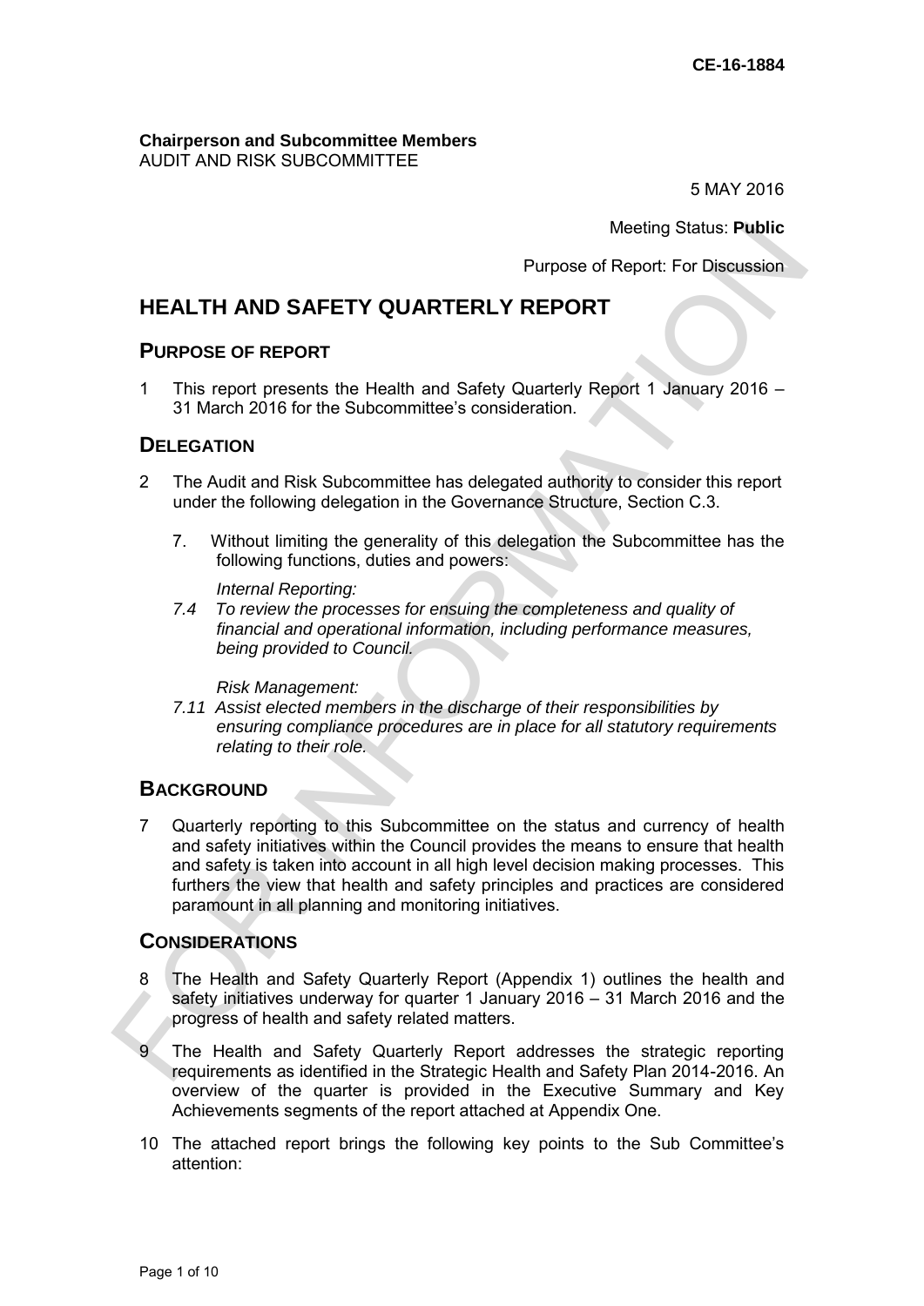**CE-16-1884**

**Chairperson and Subcommittee Members**
AUDIT AND RISK SUBCOMMITTEE

5 MAY 2016

Meeting Status: **Public**

Purpose of Report: For Discussion

# HEALTH AND SAFETY QUARTERLY REPORT

## PURPOSE OF REPORT

1 This report presents the Health and Safety Quarterly Report 1 January 2016 – 31 March 2016 for the Subcommittee's consideration.

## DELEGATION

2 The Audit and Risk Subcommittee has delegated authority to consider this report under the following delegation in the Governance Structure, Section C.3.

7. Without limiting the generality of this delegation the Subcommittee has the following functions, duties and powers:

*Internal Reporting:*

*7.4 To review the processes for ensuing the completeness and quality of financial and operational information, including performance measures, being provided to Council.*

*Risk Management:*

*7.11 Assist elected members in the discharge of their responsibilities by ensuring compliance procedures are in place for all statutory requirements relating to their role.*

## BACKGROUND

7 Quarterly reporting to this Subcommittee on the status and currency of health and safety initiatives within the Council provides the means to ensure that health and safety is taken into account in all high level decision making processes. This furthers the view that health and safety principles and practices are considered paramount in all planning and monitoring initiatives.

## CONSIDERATIONS

8 The Health and Safety Quarterly Report (Appendix 1) outlines the health and safety initiatives underway for quarter 1 January 2016 – 31 March 2016 and the progress of health and safety related matters.

9 The Health and Safety Quarterly Report addresses the strategic reporting requirements as identified in the Strategic Health and Safety Plan 2014-2016. An overview of the quarter is provided in the Executive Summary and Key Achievements segments of the report attached at Appendix One.

10 The attached report brings the following key points to the Sub Committee's attention: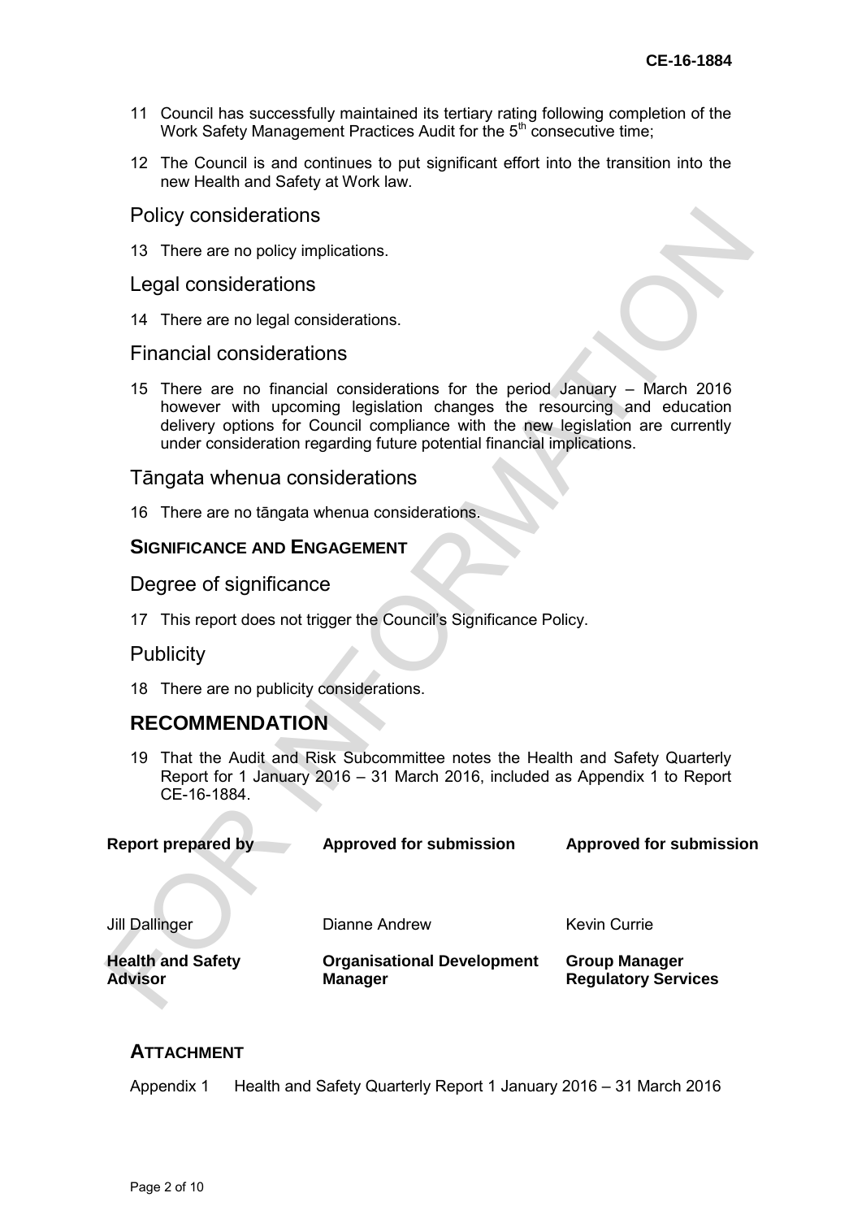11 Council has successfully maintained its tertiary rating following completion of the Work Safety Management Practices Audit for the 5th consecutive time;

12 The Council is and continues to put significant effort into the transition into the new Health and Safety at Work law.

## Policy considerations

13 There are no policy implications.

## Legal considerations

14 There are no legal considerations.

## Financial considerations

15 There are no financial considerations for the period January – March 2016 however with upcoming legislation changes the resourcing and education delivery options for Council compliance with the new legislation are currently under consideration regarding future potential financial implications.

## Tāngata whenua considerations

16 There are no tāngata whenua considerations.

## SIGNIFICANCE AND ENGAGEMENT

## Degree of significance

17 This report does not trigger the Council's Significance Policy.

## Publicity

18 There are no publicity considerations.

# RECOMMENDATION

19 That the Audit and Risk Subcommittee notes the Health and Safety Quarterly Report for 1 January 2016 – 31 March 2016, included as Appendix 1 to Report CE-16-1884.

| **Report prepared by** | **Approved for submission** | **Approved for submission** |
|---|---|---|
| Jill Dallinger | Dianne Andrew | Kevin Currie |
| **Health and Safety Advisor** | **Organisational Development Manager** | **Group Manager Regulatory Services** |

## ATTACHMENT

Appendix 1 Health and Safety Quarterly Report 1 January 2016 – 31 March 2016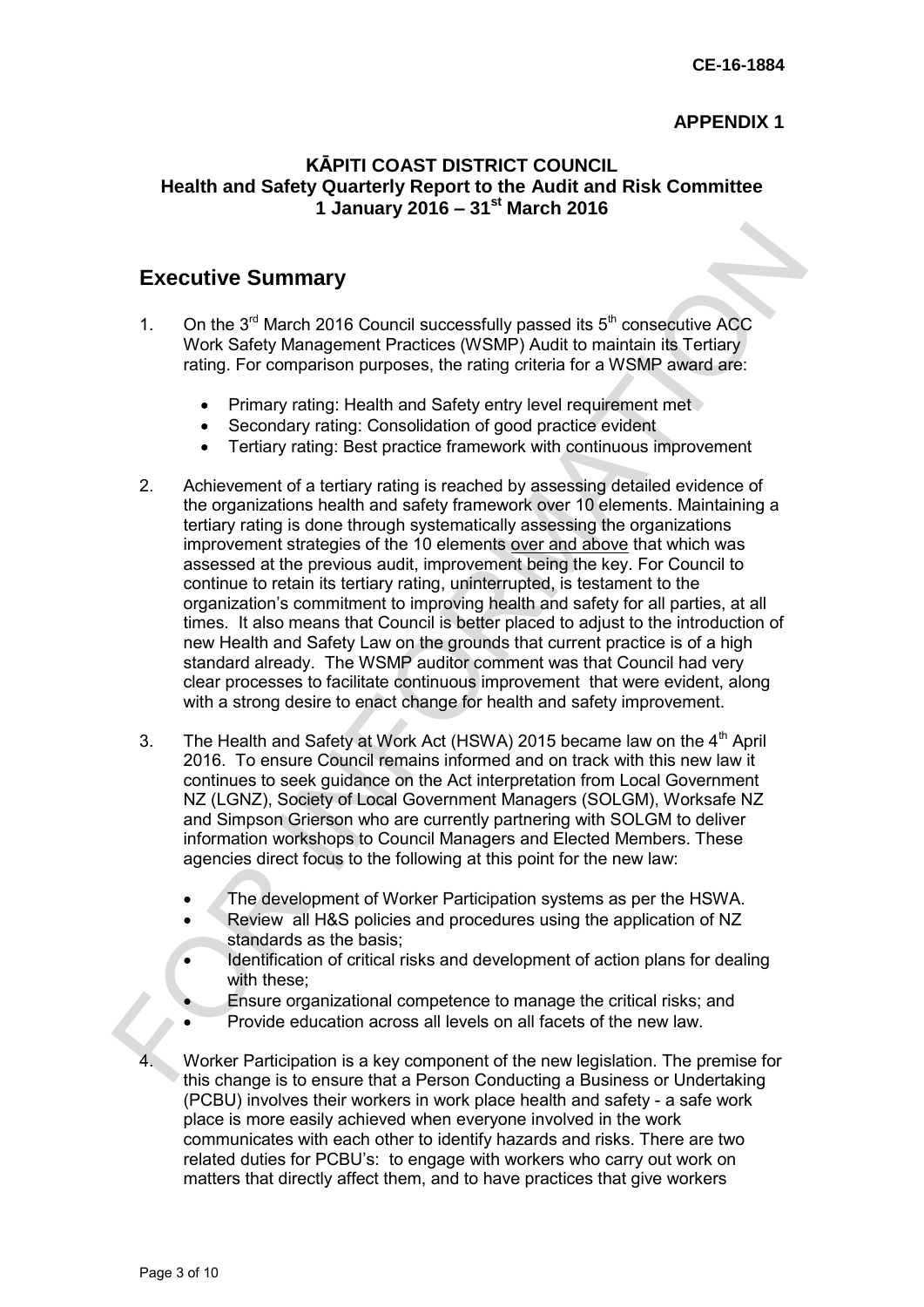CE-16-1884

**APPENDIX 1**

**KĀPITI COAST DISTRICT COUNCIL**
**Health and Safety Quarterly Report to the Audit and Risk Committee**
**1 January 2016 – 31st March 2016**

## Executive Summary

1. On the 3rd March 2016 Council successfully passed its 5th consecutive ACC Work Safety Management Practices (WSMP) Audit to maintain its Tertiary rating. For comparison purposes, the rating criteria for a WSMP award are:

   - Primary rating: Health and Safety entry level requirement met
   - Secondary rating: Consolidation of good practice evident
   - Tertiary rating: Best practice framework with continuous improvement

2. Achievement of a tertiary rating is reached by assessing detailed evidence of the organizations health and safety framework over 10 elements. Maintaining a tertiary rating is done through systematically assessing the organizations improvement strategies of the 10 elements over and above that which was assessed at the previous audit, improvement being the key. For Council to continue to retain its tertiary rating, uninterrupted, is testament to the organization's commitment to improving health and safety for all parties, at all times. It also means that Council is better placed to adjust to the introduction of new Health and Safety Law on the grounds that current practice is of a high standard already. The WSMP auditor comment was that Council had very clear processes to facilitate continuous improvement that were evident, along with a strong desire to enact change for health and safety improvement.

3. The Health and Safety at Work Act (HSWA) 2015 became law on the 4th April 2016. To ensure Council remains informed and on track with this new law it continues to seek guidance on the Act interpretation from Local Government NZ (LGNZ), Society of Local Government Managers (SOLGM), Worksafe NZ and Simpson Grierson who are currently partnering with SOLGM to deliver information workshops to Council Managers and Elected Members. These agencies direct focus to the following at this point for the new law:

   - The development of Worker Participation systems as per the HSWA.
   - Review all H&S policies and procedures using the application of NZ standards as the basis;
   - Identification of critical risks and development of action plans for dealing with these;
   - Ensure organizational competence to manage the critical risks; and
   - Provide education across all levels on all facets of the new law.

4. Worker Participation is a key component of the new legislation. The premise for this change is to ensure that a Person Conducting a Business or Undertaking (PCBU) involves their workers in work place health and safety - a safe work place is more easily achieved when everyone involved in the work communicates with each other to identify hazards and risks. There are two related duties for PCBU's: to engage with workers who carry out work on matters that directly affect them, and to have practices that give workers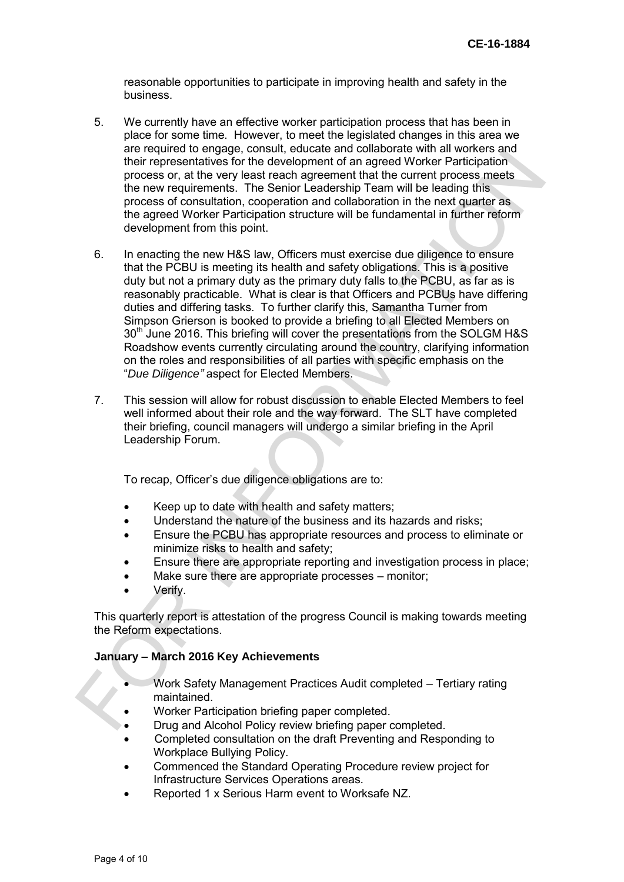reasonable opportunities to participate in improving health and safety in the business.

5. We currently have an effective worker participation process that has been in place for some time. However, to meet the legislated changes in this area we are required to engage, consult, educate and collaborate with all workers and their representatives for the development of an agreed Worker Participation process or, at the very least reach agreement that the current process meets the new requirements. The Senior Leadership Team will be leading this process of consultation, cooperation and collaboration in the next quarter as the agreed Worker Participation structure will be fundamental in further reform development from this point.

6. In enacting the new H&S law, Officers must exercise due diligence to ensure that the PCBU is meeting its health and safety obligations. This is a positive duty but not a primary duty as the primary duty falls to the PCBU, as far as is reasonably practicable. What is clear is that Officers and PCBUs have differing duties and differing tasks. To further clarify this, Samantha Turner from Simpson Grierson is booked to provide a briefing to all Elected Members on 30th June 2016. This briefing will cover the presentations from the SOLGM H&S Roadshow events currently circulating around the country, clarifying information on the roles and responsibilities of all parties with specific emphasis on the "*Due Diligence"* aspect for Elected Members.

7. This session will allow for robust discussion to enable Elected Members to feel well informed about their role and the way forward. The SLT have completed their briefing, council managers will undergo a similar briefing in the April Leadership Forum.

   To recap, Officer's due diligence obligations are to:

   - Keep up to date with health and safety matters;
   - Understand the nature of the business and its hazards and risks;
   - Ensure the PCBU has appropriate resources and process to eliminate or minimize risks to health and safety;
   - Ensure there are appropriate reporting and investigation process in place;
   - Make sure there are appropriate processes – monitor;
   - Verify.

This quarterly report is attestation of the progress Council is making towards meeting the Reform expectations.

**January – March 2016 Key Achievements**

- Work Safety Management Practices Audit completed – Tertiary rating maintained.
- Worker Participation briefing paper completed.
- Drug and Alcohol Policy review briefing paper completed.
- Completed consultation on the draft Preventing and Responding to Workplace Bullying Policy.
- Commenced the Standard Operating Procedure review project for Infrastructure Services Operations areas.
- Reported 1 x Serious Harm event to Worksafe NZ.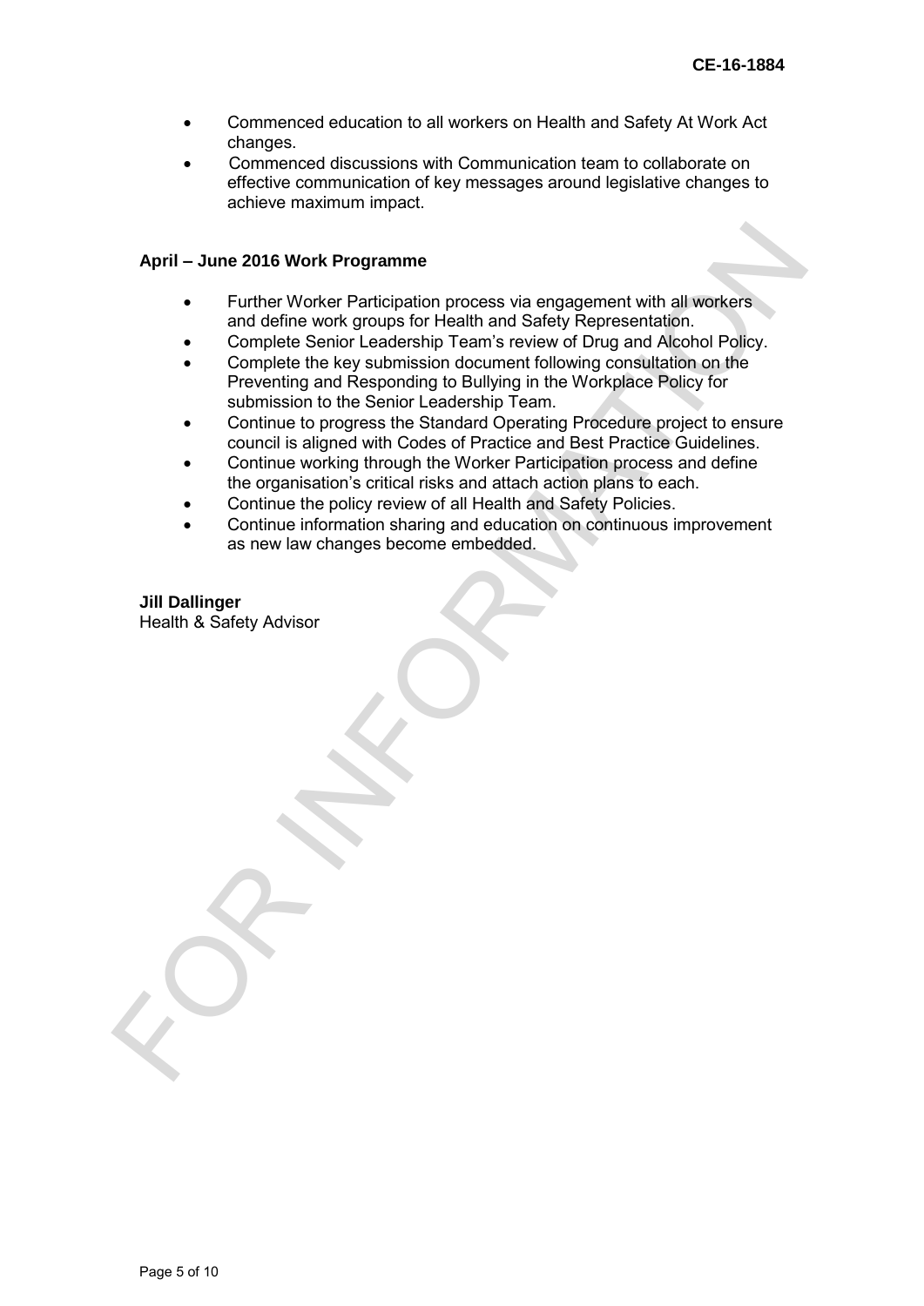- Commenced education to all workers on Health and Safety At Work Act changes.
- Commenced discussions with Communication team to collaborate on effective communication of key messages around legislative changes to achieve maximum impact.

**April – June 2016 Work Programme**

- Further Worker Participation process via engagement with all workers and define work groups for Health and Safety Representation.
- Complete Senior Leadership Team's review of Drug and Alcohol Policy.
- Complete the key submission document following consultation on the Preventing and Responding to Bullying in the Workplace Policy for submission to the Senior Leadership Team.
- Continue to progress the Standard Operating Procedure project to ensure council is aligned with Codes of Practice and Best Practice Guidelines.
- Continue working through the Worker Participation process and define the organisation's critical risks and attach action plans to each.
- Continue the policy review of all Health and Safety Policies.
- Continue information sharing and education on continuous improvement as new law changes become embedded.

**Jill Dallinger**
Health & Safety Advisor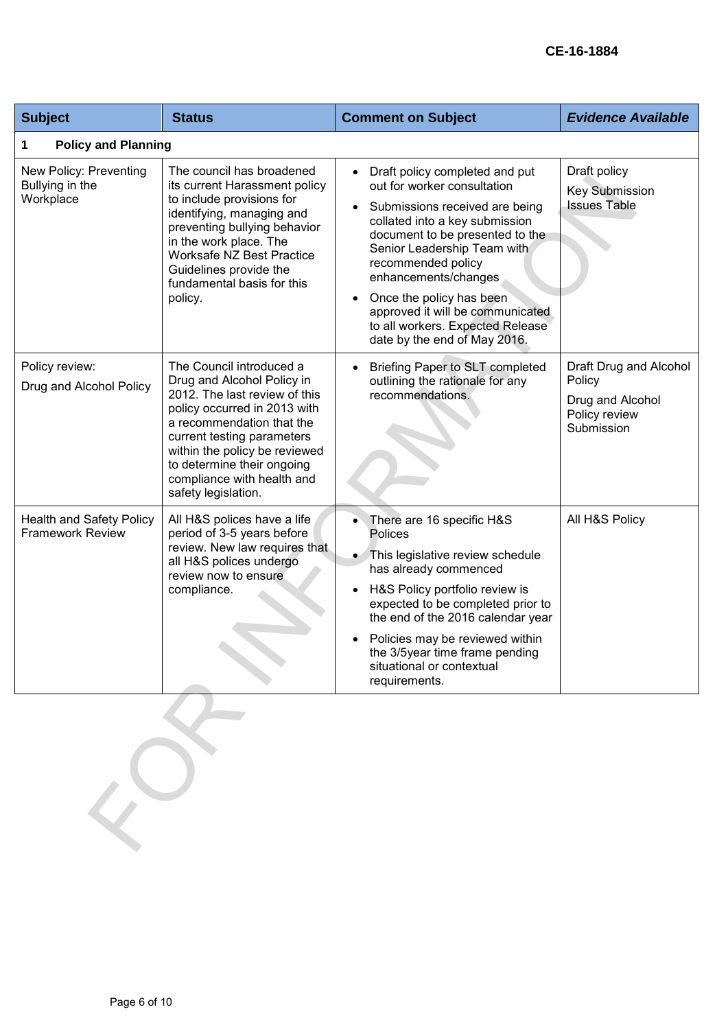CE-16-1884

| Subject | Status | Comment on Subject | *Evidence Available* |
|---|---|---|---|
| **1 Policy and Planning** | | | |
| New Policy: Preventing Bullying in the Workplace | The council has broadened its current Harassment policy to include provisions for identifying, managing and preventing bullying behavior in the work place. The Worksafe NZ Best Practice Guidelines provide the fundamental basis for this policy. | • Draft policy completed and put out for worker consultation<br>• Submissions received are being collated into a key submission document to be presented to the Senior Leadership Team with recommended policy enhancements/changes<br>• Once the policy has been approved it will be communicated to all workers. Expected Release date by the end of May 2016. | Draft policy<br>Key Submission Issues Table |
| Policy review:<br>Drug and Alcohol Policy | The Council introduced a Drug and Alcohol Policy in 2012. The last review of this policy occurred in 2013 with a recommendation that the current testing parameters within the policy be reviewed to determine their ongoing compliance with health and safety legislation. | • Briefing Paper to SLT completed outlining the rationale for any recommendations. | Draft Drug and Alcohol Policy<br>Drug and Alcohol Policy review Submission |
| Health and Safety Policy Framework Review | All H&S polices have a life period of 3-5 years before review. New law requires that all H&S polices undergo review now to ensure compliance. | • There are 16 specific H&S Polices<br>• This legislative review schedule has already commenced<br>• H&S Policy portfolio review is expected to be completed prior to the end of the 2016 calendar year<br>• Policies may be reviewed within the 3/5year time frame pending situational or contextual requirements. | All H&S Policy |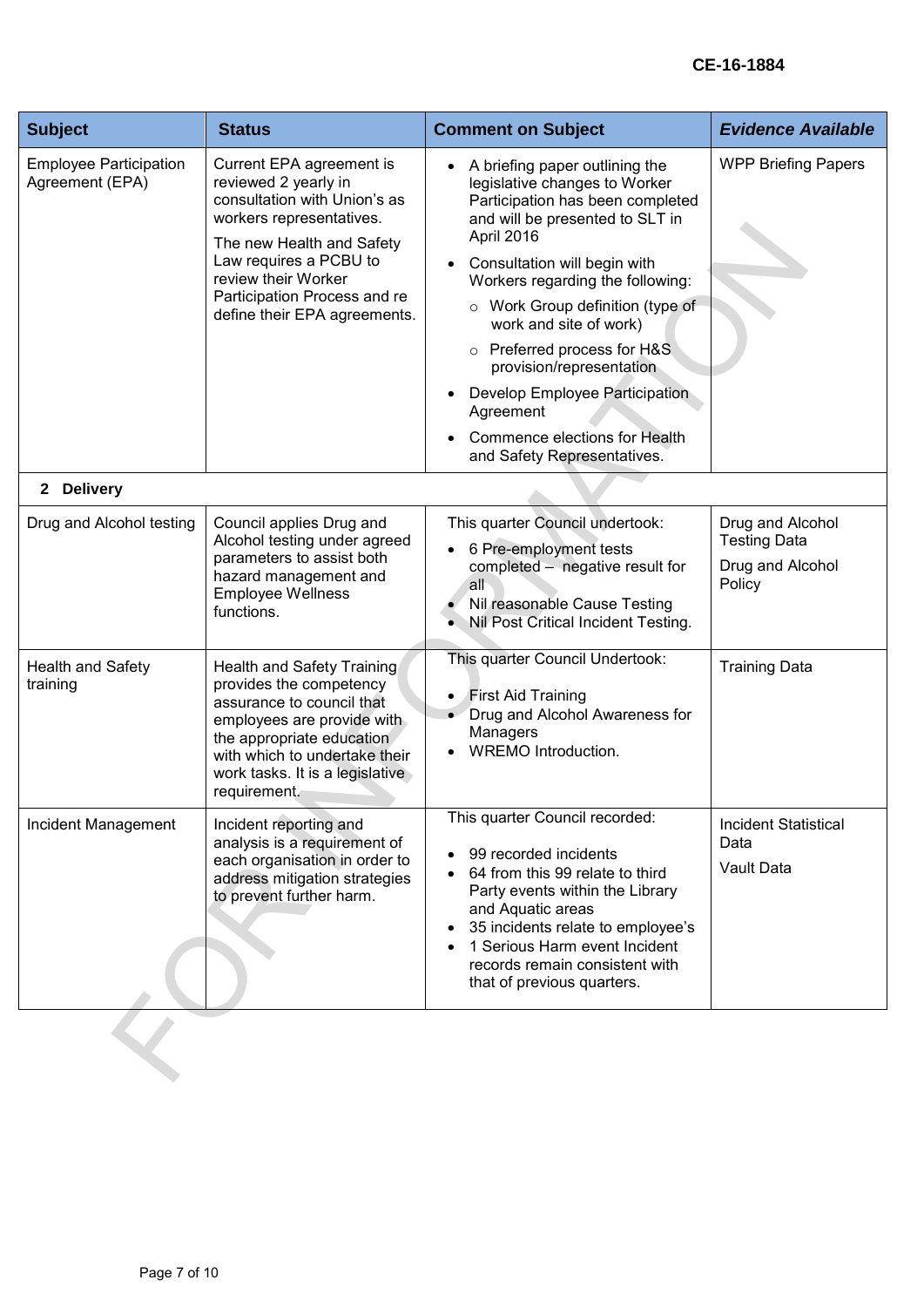CE-16-1884

| Subject | Status | Comment on Subject | *Evidence Available* |
| --- | --- | --- | --- |
| Employee Participation Agreement (EPA) | Current EPA agreement is reviewed 2 yearly in consultation with Union's as workers representatives.<br><br>The new Health and Safety Law requires a PCBU to review their Worker Participation Process and re define their EPA agreements. | • A briefing paper outlining the legislative changes to Worker Participation has been completed and will be presented to SLT in April 2016<br>• Consultation will begin with Workers regarding the following:<br>&nbsp;&nbsp;○ Work Group definition (type of work and site of work)<br>&nbsp;&nbsp;○ Preferred process for H&S provision/representation<br>• Develop Employee Participation Agreement<br>• Commence elections for Health and Safety Representatives. | WPP Briefing Papers |
| **2 Delivery** | | | |
| Drug and Alcohol testing | Council applies Drug and Alcohol testing under agreed parameters to assist both hazard management and Employee Wellness functions. | This quarter Council undertook:<br>• 6 Pre-employment tests completed – negative result for all<br>• Nil reasonable Cause Testing<br>• Nil Post Critical Incident Testing. | Drug and Alcohol Testing Data<br><br>Drug and Alcohol Policy |
| Health and Safety training | Health and Safety Training provides the competency assurance to council that employees are provide with the appropriate education with which to undertake their work tasks. It is a legislative requirement. | This quarter Council Undertook:<br>• First Aid Training<br>• Drug and Alcohol Awareness for Managers<br>• WREMO Introduction. | Training Data |
| Incident Management | Incident reporting and analysis is a requirement of each organisation in order to address mitigation strategies to prevent further harm. | This quarter Council recorded:<br>• 99 recorded incidents<br>• 64 from this 99 relate to third Party events within the Library and Aquatic areas<br>• 35 incidents relate to employee's<br>• 1 Serious Harm event Incident records remain consistent with that of previous quarters. | Incident Statistical Data<br><br>Vault Data |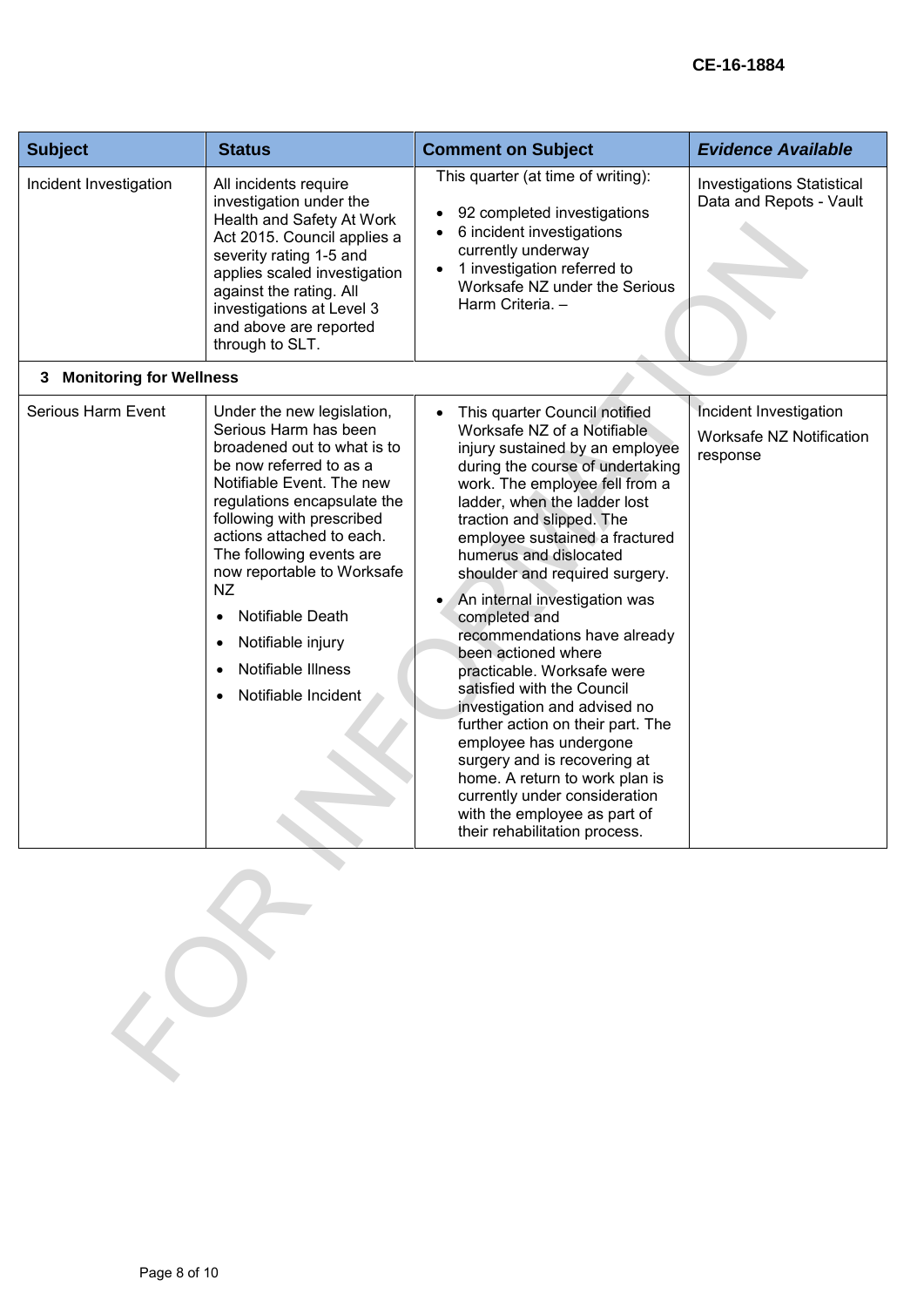CE-16-1884

| Subject | Status | Comment on Subject | *Evidence Available* |
|---|---|---|---|
| Incident Investigation | All incidents require investigation under the Health and Safety At Work Act 2015. Council applies a severity rating 1-5 and applies scaled investigation against the rating. All investigations at Level 3 and above are reported through to SLT. | This quarter (at time of writing): <br>• 92 completed investigations <br>• 6 incident investigations currently underway <br>• 1 investigation referred to Worksafe NZ under the Serious Harm Criteria. – | Investigations Statistical Data and Repots - Vault |
| **3 Monitoring for Wellness** | | | |
| Serious Harm Event | Under the new legislation, Serious Harm has been broadened out to what is to be now referred to as a Notifiable Event. The new regulations encapsulate the following with prescribed actions attached to each. The following events are now reportable to Worksafe NZ <br>• Notifiable Death <br>• Notifiable injury <br>• Notifiable Illness <br>• Notifiable Incident | • This quarter Council notified Worksafe NZ of a Notifiable injury sustained by an employee during the course of undertaking work. The employee fell from a ladder, when the ladder lost traction and slipped. The employee sustained a fractured humerus and dislocated shoulder and required surgery. <br>• An internal investigation was completed and recommendations have already been actioned where practicable. Worksafe were satisfied with the Council investigation and advised no further action on their part. The employee has undergone surgery and is recovering at home. A return to work plan is currently under consideration with the employee as part of their rehabilitation process. | Incident Investigation <br>Worksafe NZ Notification response |

FOR INFORMATION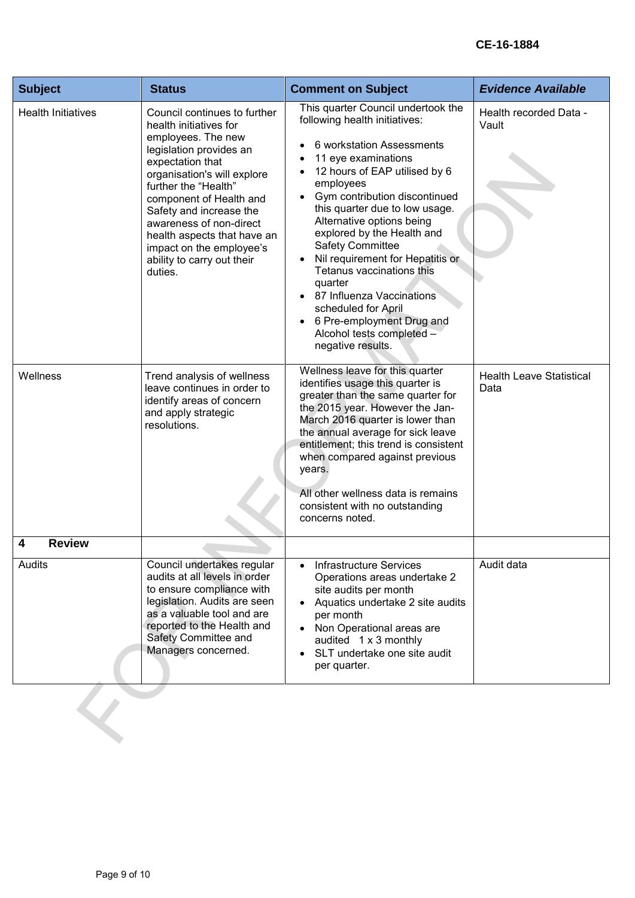CE-16-1884

| Subject | Status | Comment on Subject | *Evidence Available* |
|---|---|---|---|
| Health Initiatives | Council continues to further health initiatives for employees. The new legislation provides an expectation that organisation's will explore further the "Health" component of Health and Safety and increase the awareness of non-direct health aspects that have an impact on the employee's ability to carry out their duties. | This quarter Council undertook the following health initiatives:<br><br>• 6 workstation Assessments<br>• 11 eye examinations<br>• 12 hours of EAP utilised by 6 employees<br>• Gym contribution discontinued this quarter due to low usage. Alternative options being explored by the Health and Safety Committee<br>• Nil requirement for Hepatitis or Tetanus vaccinations this quarter<br>• 87 Influenza Vaccinations scheduled for April<br>• 6 Pre-employment Drug and Alcohol tests completed – negative results. | Health recorded Data - Vault |
| Wellness | Trend analysis of wellness leave continues in order to identify areas of concern and apply strategic resolutions. | Wellness leave for this quarter identifies usage this quarter is greater than the same quarter for the 2015 year. However the Jan-March 2016 quarter is lower than the annual average for sick leave entitlement; this trend is consistent when compared against previous years.<br><br>All other wellness data is remains consistent with no outstanding concerns noted. | Health Leave Statistical Data |
| **4 Review** | | | |
| Audits | Council undertakes regular audits at all levels in order to ensure compliance with legislation. Audits are seen as a valuable tool and are reported to the Health and Safety Committee and Managers concerned. | • Infrastructure Services Operations areas undertake 2 site audits per month<br>• Aquatics undertake 2 site audits per month<br>• Non Operational areas are audited 1 x 3 monthly<br>• SLT undertake one site audit per quarter. | Audit data |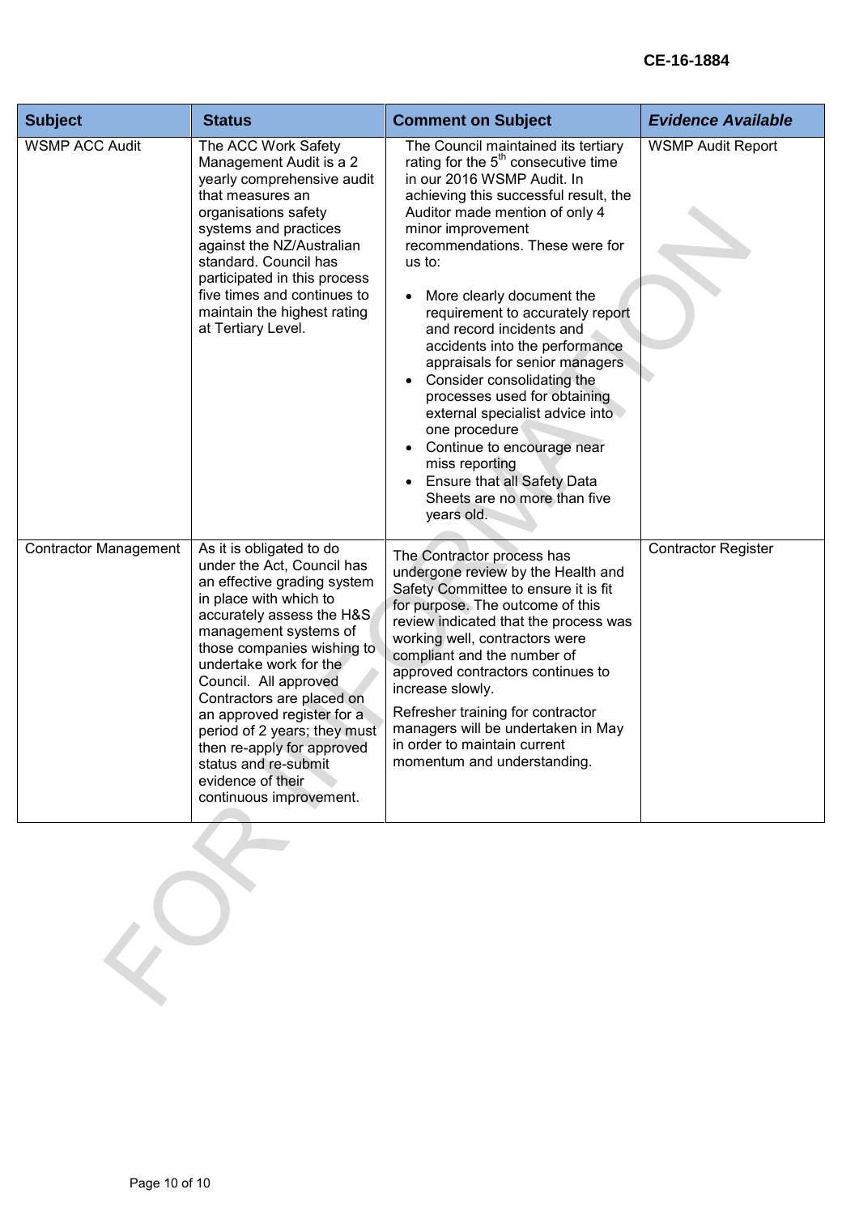| Subject | Status | Comment on Subject | *Evidence Available* |
|---|---|---|---|
| WSMP ACC Audit | The ACC Work Safety Management Audit is a 2 yearly comprehensive audit that measures an organisations safety systems and practices against the NZ/Australian standard. Council has participated in this process five times and continues to maintain the highest rating at Tertiary Level. | The Council maintained its tertiary rating for the 5th consecutive time in our 2016 WSMP Audit. In achieving this successful result, the Auditor made mention of only 4 minor improvement recommendations. These were for us to:<br><br>• More clearly document the requirement to accurately report and record incidents and accidents into the performance appraisals for senior managers<br>• Consider consolidating the processes used for obtaining external specialist advice into one procedure<br>• Continue to encourage near miss reporting<br>• Ensure that all Safety Data Sheets are no more than five years old. | WSMP Audit Report |
| Contractor Management | As it is obligated to do under the Act, Council has an effective grading system in place with which to accurately assess the H&S management systems of those companies wishing to undertake work for the Council. All approved Contractors are placed on an approved register for a period of 2 years; they must then re-apply for approved status and re-submit evidence of their continuous improvement. | The Contractor process has undergone review by the Health and Safety Committee to ensure it is fit for purpose. The outcome of this review indicated that the process was working well, contractors were compliant and the number of approved contractors continues to increase slowly.<br><br>Refresher training for contractor managers will be undertaken in May in order to maintain current momentum and understanding. | Contractor Register |